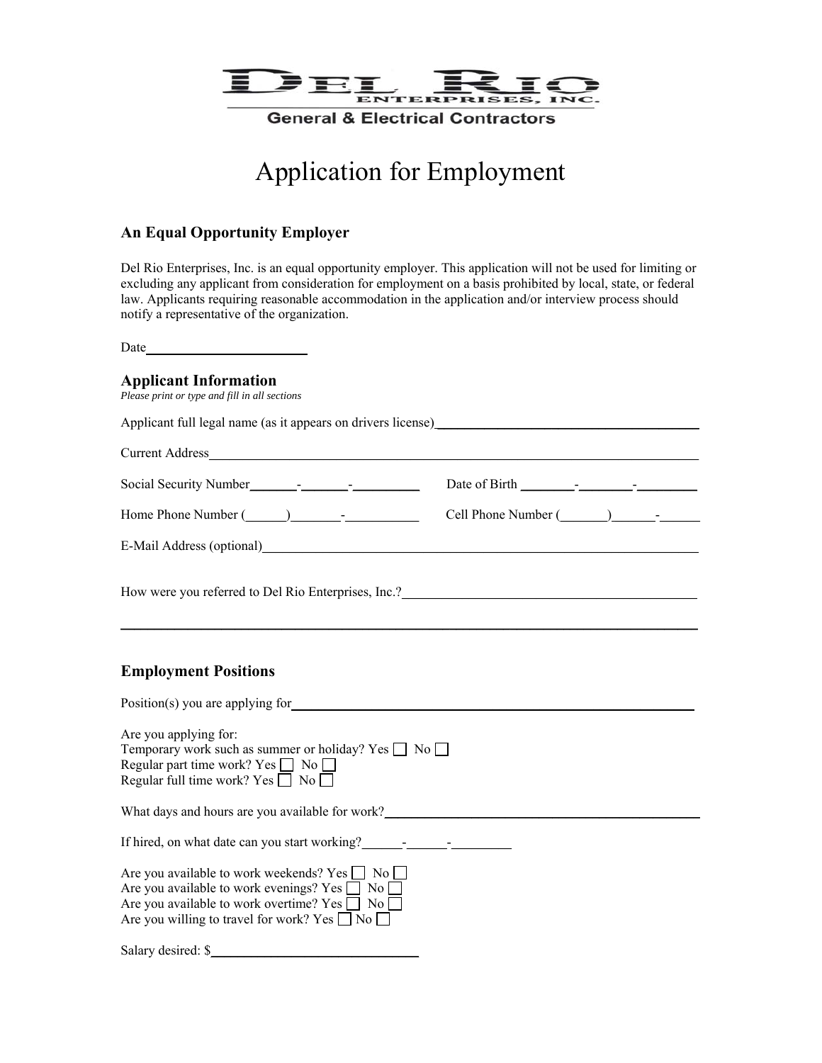DEL RIO ENTERPRISES, INC.

General & Electrical Contractors

# Application for Employment

### An Equal Opportunity Employer

Del Rio Enterprises, Inc. is an equal opportunity employer. This application will not be used for limiting or excluding any applicant from consideration for employment on a basis prohibited by local, state, or federal law. Applicants requiring reasonable accommodation in the application and/or interview process should notify a representative of the organization.

Date________________________

### Applicant Information

*Please print or type and fill in all sections*

Applicant full legal name (as it appears on drivers license)________________________________________

Current Address________________________________________________________________________

Social Security Number_______-_______-__________ Date of Birth ________-________-_________

Home Phone Number (______)_______-___________ Cell Phone Number (_______)______-______

E-Mail Address (optional)_______________________________________________________________

How were you referred to Del Rio Enterprises, Inc.?____________________________________________

________________________________________________________________________________________

### Employment Positions

Position(s) you are applying for_____________________________________________________________

Are you applying for:
Temporary work such as summer or holiday? Yes ☐ No ☐
Regular part time work? Yes ☐ No ☐
Regular full time work? Yes ☐ No ☐

What days and hours are you available for work?________________________________________________

If hired, on what date can you start working?______-______-_________

Are you available to work weekends? Yes ☐ No ☐
Are you available to work evenings? Yes ☐ No ☐
Are you available to work overtime? Yes ☐ No ☐
Are you willing to travel for work? Yes ☐ No ☐

Salary desired: $_______________________________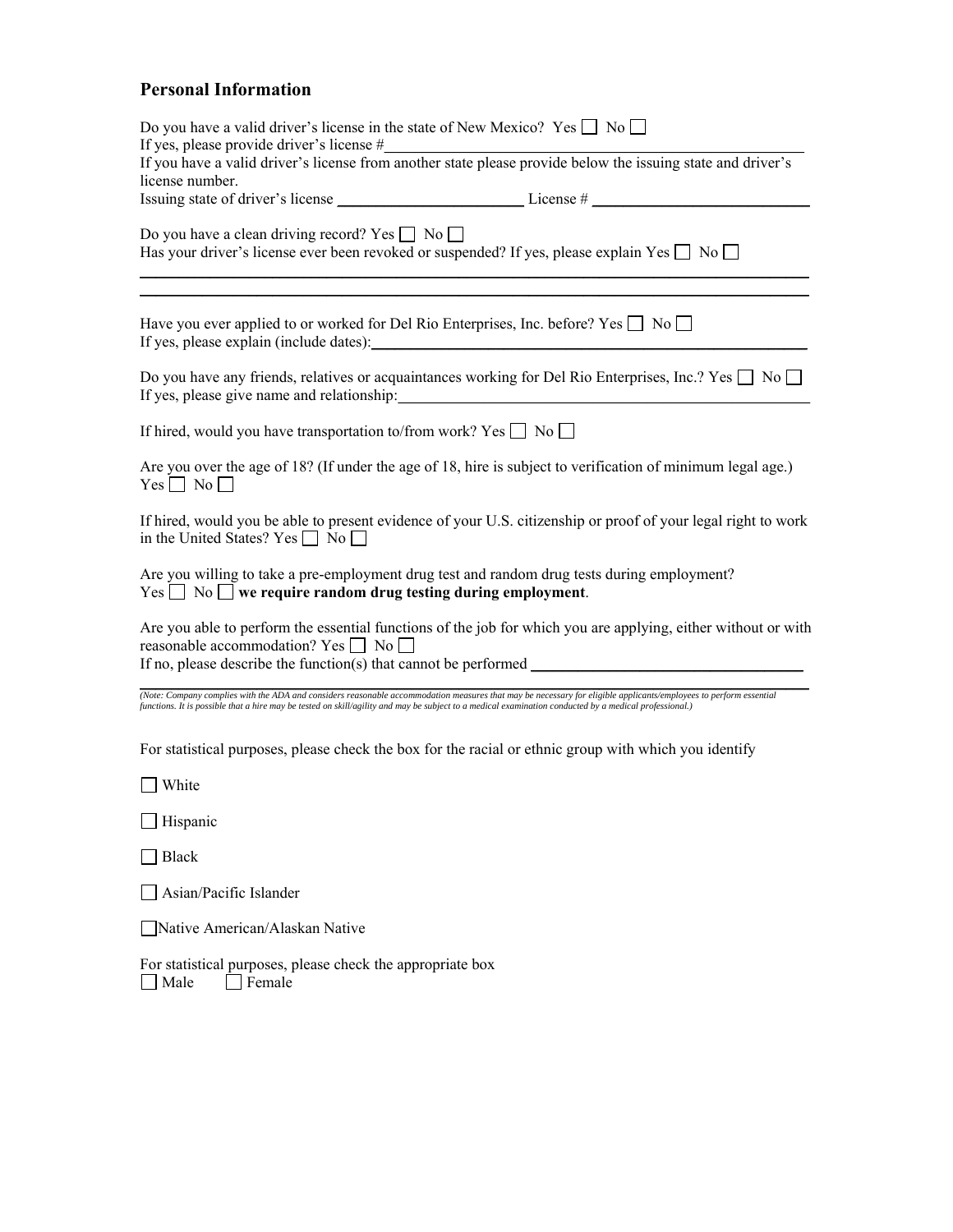## Personal Information

Do you have a valid driver's license in the state of New Mexico? Yes ☐ No ☐
If yes, please provide driver's license #\_\_\_\_\_\_\_\_\_\_\_\_\_\_\_\_\_\_\_\_\_\_\_\_\_\_\_\_\_\_\_\_\_\_\_\_\_\_\_\_
If you have a valid driver's license from another state please provide below the issuing state and driver's license number.
Issuing state of driver's license \_\_\_\_\_\_\_\_\_\_\_\_\_\_\_\_\_\_\_\_\_\_\_\_ License # \_\_\_\_\_\_\_\_\_\_\_\_\_\_\_\_\_\_\_\_\_\_\_\_\_\_\_\_

Do you have a clean driving record? Yes ☐ No ☐
Has your driver's license ever been revoked or suspended? If yes, please explain Yes ☐ No ☐
\_\_\_\_\_\_\_\_\_\_\_\_\_\_\_\_\_\_\_\_\_\_\_\_\_\_\_\_\_\_\_\_\_\_\_\_\_\_\_\_\_\_\_\_\_\_\_\_\_\_\_\_\_\_\_\_\_\_\_\_\_\_\_\_\_\_\_\_\_\_\_\_\_\_\_\_
\_\_\_\_\_\_\_\_\_\_\_\_\_\_\_\_\_\_\_\_\_\_\_\_\_\_\_\_\_\_\_\_\_\_\_\_\_\_\_\_\_\_\_\_\_\_\_\_\_\_\_\_\_\_\_\_\_\_\_\_\_\_\_\_\_\_\_\_\_\_\_\_\_\_\_\_

Have you ever applied to or worked for Del Rio Enterprises, Inc. before? Yes ☐ No ☐
If yes, please explain (include dates):\_\_\_\_\_\_\_\_\_\_\_\_\_\_\_\_\_\_\_\_\_\_\_\_\_\_\_\_\_\_\_\_\_\_\_\_\_\_\_\_\_\_\_\_\_\_\_\_\_\_

Do you have any friends, relatives or acquaintances working for Del Rio Enterprises, Inc.? Yes ☐ No ☐
If yes, please give name and relationship:\_\_\_\_\_\_\_\_\_\_\_\_\_\_\_\_\_\_\_\_\_\_\_\_\_\_\_\_\_\_\_\_\_\_\_\_\_\_\_\_\_\_\_\_\_\_\_

If hired, would you have transportation to/from work? Yes ☐ No ☐

Are you over the age of 18? (If under the age of 18, hire is subject to verification of minimum legal age.)
Yes ☐ No ☐

If hired, would you be able to present evidence of your U.S. citizenship or proof of your legal right to work in the United States? Yes ☐ No ☐

Are you willing to take a pre-employment drug test and random drug tests during employment?
Yes ☐ No ☐ **we require random drug testing during employment**.

Are you able to perform the essential functions of the job for which you are applying, either without or with reasonable accommodation? Yes ☐ No ☐
If no, please describe the function(s) that cannot be performed \_\_\_\_\_\_\_\_\_\_\_\_\_\_\_\_\_\_\_\_\_\_\_\_\_\_\_\_\_\_\_\_\_\_
\_\_\_\_\_\_\_\_\_\_\_\_\_\_\_\_\_\_\_\_\_\_\_\_\_\_\_\_\_\_\_\_\_\_\_\_\_\_\_\_\_\_\_\_\_\_\_\_\_\_\_\_\_\_\_\_\_\_\_\_\_\_\_\_\_\_\_\_\_\_\_\_\_\_\_\_

*(Note: Company complies with the ADA and considers reasonable accommodation measures that may be necessary for eligible applicants/employees to perform essential functions. It is possible that a hire may be tested on skill/agility and may be subject to a medical examination conducted by a medical professional.)*

For statistical purposes, please check the box for the racial or ethnic group with which you identify

☐ White

☐ Hispanic

☐ Black

☐ Asian/Pacific Islander

☐ Native American/Alaskan Native

For statistical purposes, please check the appropriate box
☐ Male ☐ Female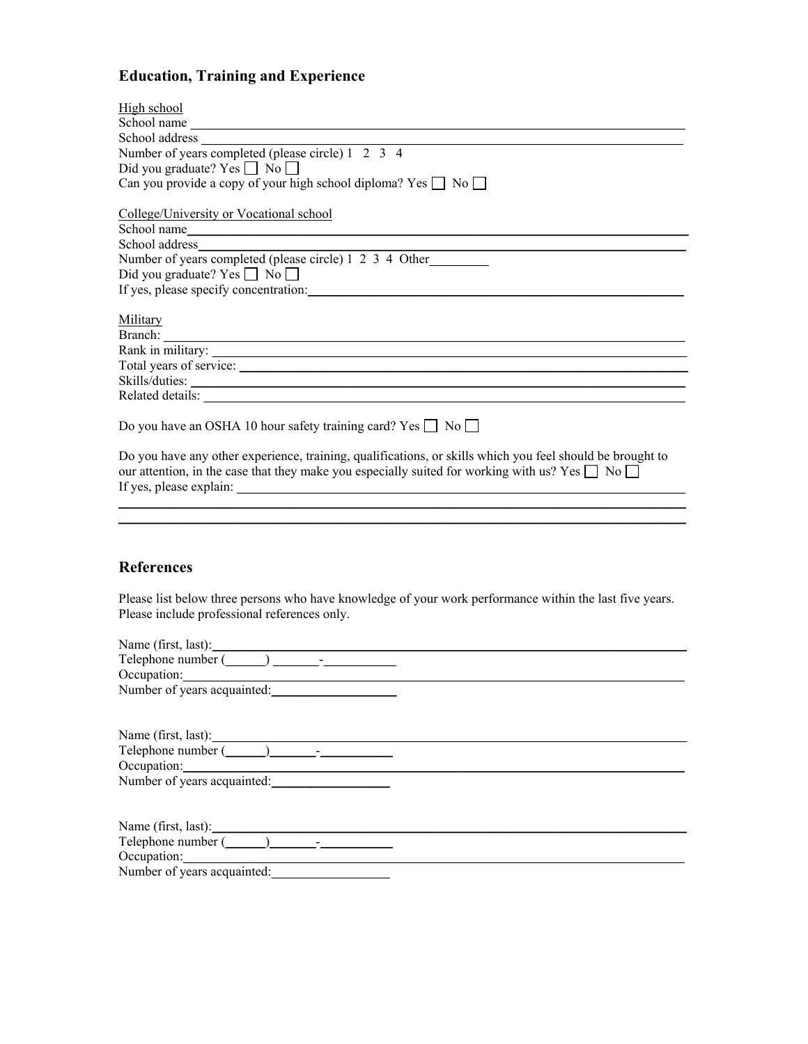## Education, Training and Experience

High school

School name \_\_\_\_\_\_\_\_\_\_\_\_\_\_\_\_\_\_\_\_\_\_\_\_\_\_\_\_\_\_\_\_\_\_\_\_\_\_\_\_

School address \_\_\_\_\_\_\_\_\_\_\_\_\_\_\_\_\_\_\_\_\_\_\_\_\_\_\_\_\_\_\_\_\_\_\_\_\_\_\_\_

Number of years completed (please circle) 1 2 3 4

Did you graduate? Yes ☐ No ☐

Can you provide a copy of your high school diploma? Yes ☐ No ☐

College/University or Vocational school

School name\_\_\_\_\_\_\_\_\_\_\_\_\_\_\_\_\_\_\_\_\_\_\_\_\_\_\_\_\_\_\_\_\_\_\_\_\_\_\_\_

School address\_\_\_\_\_\_\_\_\_\_\_\_\_\_\_\_\_\_\_\_\_\_\_\_\_\_\_\_\_\_\_\_\_\_\_\_\_\_\_\_

Number of years completed (please circle) 1 2 3 4 Other\_\_\_\_\_\_\_\_\_

Did you graduate? Yes ☐ No ☐

If yes, please specify concentration:\_\_\_\_\_\_\_\_\_\_\_\_\_\_\_\_\_\_\_\_\_\_\_\_\_\_\_\_\_\_\_\_\_\_\_\_\_\_\_\_

Military

Branch: \_\_\_\_\_\_\_\_\_\_\_\_\_\_\_\_\_\_\_\_\_\_\_\_\_\_\_\_\_\_\_\_\_\_\_\_\_\_\_\_

Rank in military: \_\_\_\_\_\_\_\_\_\_\_\_\_\_\_\_\_\_\_\_\_\_\_\_\_\_\_\_\_\_\_\_\_\_\_\_\_\_\_\_

Total years of service: \_\_\_\_\_\_\_\_\_\_\_\_\_\_\_\_\_\_\_\_\_\_\_\_\_\_\_\_\_\_\_\_\_\_\_\_\_\_\_\_

Skills/duties: \_\_\_\_\_\_\_\_\_\_\_\_\_\_\_\_\_\_\_\_\_\_\_\_\_\_\_\_\_\_\_\_\_\_\_\_\_\_\_\_

Related details: \_\_\_\_\_\_\_\_\_\_\_\_\_\_\_\_\_\_\_\_\_\_\_\_\_\_\_\_\_\_\_\_\_\_\_\_\_\_\_\_

Do you have an OSHA 10 hour safety training card? Yes ☐ No ☐

Do you have any other experience, training, qualifications, or skills which you feel should be brought to our attention, in the case that they make you especially suited for working with us? Yes ☐ No ☐

If yes, please explain: \_\_\_\_\_\_\_\_\_\_\_\_\_\_\_\_\_\_\_\_\_\_\_\_\_\_\_\_\_\_\_\_\_\_\_\_\_\_\_\_

\_\_\_\_\_\_\_\_\_\_\_\_\_\_\_\_\_\_\_\_\_\_\_\_\_\_\_\_\_\_\_\_\_\_\_\_\_\_\_\_\_\_\_\_\_\_\_\_\_\_\_\_\_\_\_\_\_\_\_\_

\_\_\_\_\_\_\_\_\_\_\_\_\_\_\_\_\_\_\_\_\_\_\_\_\_\_\_\_\_\_\_\_\_\_\_\_\_\_\_\_\_\_\_\_\_\_\_\_\_\_\_\_\_\_\_\_\_\_\_\_

## References

Please list below three persons who have knowledge of your work performance within the last five years. Please include professional references only.

Name (first, last):\_\_\_\_\_\_\_\_\_\_\_\_\_\_\_\_\_\_\_\_\_\_\_\_\_\_\_\_\_\_\_\_\_\_\_\_\_\_\_\_

Telephone number (\_\_\_\_\_\_) \_\_\_\_\_\_\_-\_\_\_\_\_\_\_\_\_\_\_

Occupation:\_\_\_\_\_\_\_\_\_\_\_\_\_\_\_\_\_\_\_\_\_\_\_\_\_\_\_\_\_\_\_\_\_\_\_\_\_\_\_\_

Number of years acquainted:\_\_\_\_\_\_\_\_\_\_\_\_\_\_\_\_\_\_\_

Name (first, last):\_\_\_\_\_\_\_\_\_\_\_\_\_\_\_\_\_\_\_\_\_\_\_\_\_\_\_\_\_\_\_\_\_\_\_\_\_\_\_\_

Telephone number (\_\_\_\_\_\_)\_\_\_\_\_\_\_-\_\_\_\_\_\_\_\_\_\_\_

Occupation:\_\_\_\_\_\_\_\_\_\_\_\_\_\_\_\_\_\_\_\_\_\_\_\_\_\_\_\_\_\_\_\_\_\_\_\_\_\_\_\_

Number of years acquainted:\_\_\_\_\_\_\_\_\_\_\_\_\_\_\_\_\_\_

Name (first, last):\_\_\_\_\_\_\_\_\_\_\_\_\_\_\_\_\_\_\_\_\_\_\_\_\_\_\_\_\_\_\_\_\_\_\_\_\_\_\_\_

Telephone number (\_\_\_\_\_\_)\_\_\_\_\_\_\_-\_\_\_\_\_\_\_\_\_\_\_

Occupation:\_\_\_\_\_\_\_\_\_\_\_\_\_\_\_\_\_\_\_\_\_\_\_\_\_\_\_\_\_\_\_\_\_\_\_\_\_\_\_\_

Number of years acquainted:\_\_\_\_\_\_\_\_\_\_\_\_\_\_\_\_\_\_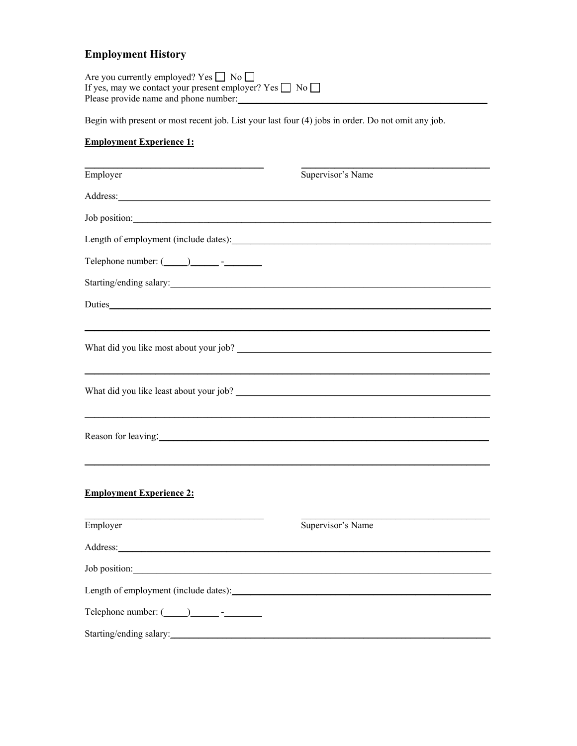## Employment History

Are you currently employed? Yes ☐ No ☐
If yes, may we contact your present employer? Yes ☐ No ☐
Please provide name and phone number:_______________________________________________

Begin with present or most recent job. List your last four (4) jobs in order. Do not omit any job.

**Employment Experience 1:**

| ____________________________ | ____________________________ |
|---|---|
| Employer | Supervisor's Name |

Address:_______________________________________________________________

Job position:____________________________________________________________

Length of employment (include dates):_______________________________________

Telephone number: (_____)______ -________

Starting/ending salary:__________________________________________________

Duties_________________________________________________________________

_______________________________________________________________________

What did you like most about your job? ____________________________________

_______________________________________________________________________

What did you like least about your job? ____________________________________

_______________________________________________________________________

Reason for leaving:______________________________________________________

_______________________________________________________________________

**Employment Experience 2:**

| ____________________________ | ____________________________ |
|---|---|
| Employer | Supervisor's Name |

Address:_______________________________________________________________

Job position:____________________________________________________________

Length of employment (include dates):_______________________________________

Telephone number: (_____)______ -________

Starting/ending salary:__________________________________________________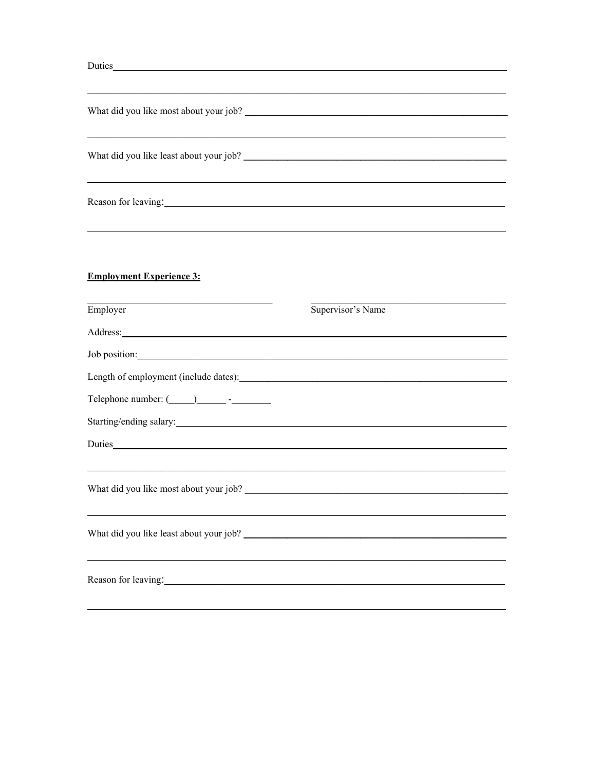Duties_______________________________________________________________________

_____________________________________________________________________________

What did you like most about your job? _______________________________________

_____________________________________________________________________________

What did you like least about your job? _______________________________________

_____________________________________________________________________________

Reason for leaving:___________________________________________________________

_____________________________________________________________________________

**Employment Experience 3:**

| _______________________________ | _______________________________ |
|---|---|
| Employer | Supervisor's Name |

Address:_____________________________________________________________________

Job position:_________________________________________________________________

Length of employment (include dates):_____________________________________________

Telephone number: (_____)______ -________

Starting/ending salary:__________________________________________________________

Duties_______________________________________________________________________

_____________________________________________________________________________

What did you like most about your job? _______________________________________

_____________________________________________________________________________

What did you like least about your job? _______________________________________

_____________________________________________________________________________

Reason for leaving:___________________________________________________________

_____________________________________________________________________________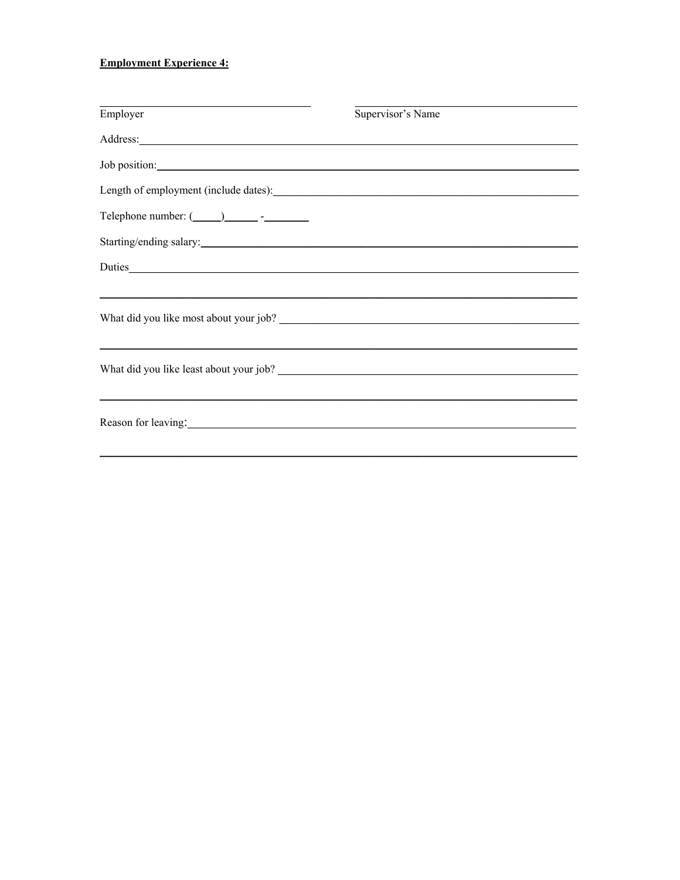**Employment Experience 4:**

\_\_\_\_\_\_\_\_\_\_\_\_\_\_\_\_\_\_\_\_\_\_\_\_\_\_\_\_\_\_ \_\_\_\_\_\_\_\_\_\_\_\_\_\_\_\_\_\_\_\_\_\_\_\_\_\_\_\_\_\_

Employer Supervisor's Name

Address:\_\_\_\_\_\_\_\_\_\_\_\_\_\_\_\_\_\_\_\_\_\_\_\_\_\_\_\_\_\_\_\_\_\_\_\_\_\_\_\_\_\_\_\_\_\_\_\_\_\_\_\_\_\_\_\_\_\_

Job position:\_\_\_\_\_\_\_\_\_\_\_\_\_\_\_\_\_\_\_\_\_\_\_\_\_\_\_\_\_\_\_\_\_\_\_\_\_\_\_\_\_\_\_\_\_\_\_\_\_\_\_\_\_\_\_

Length of employment (include dates):\_\_\_\_\_\_\_\_\_\_\_\_\_\_\_\_\_\_\_\_\_\_\_\_\_\_\_\_\_\_\_\_\_\_\_\_\_\_\_

Telephone number: (\_\_\_\_\_)\_\_\_\_\_\_ -\_\_\_\_\_\_\_\_

Starting/ending salary:\_\_\_\_\_\_\_\_\_\_\_\_\_\_\_\_\_\_\_\_\_\_\_\_\_\_\_\_\_\_\_\_\_\_\_\_\_\_\_\_\_\_\_\_\_\_\_\_\_\_

Duties\_\_\_\_\_\_\_\_\_\_\_\_\_\_\_\_\_\_\_\_\_\_\_\_\_\_\_\_\_\_\_\_\_\_\_\_\_\_\_\_\_\_\_\_\_\_\_\_\_\_\_\_\_\_\_\_\_\_\_\_\_

\_\_\_\_\_\_\_\_\_\_\_\_\_\_\_\_\_\_\_\_\_\_\_\_\_\_\_\_\_\_\_\_\_\_\_\_\_\_\_\_\_\_\_\_\_\_\_\_\_\_\_\_\_\_\_\_\_\_\_\_\_\_\_\_\_\_\_

What did you like most about your job? \_\_\_\_\_\_\_\_\_\_\_\_\_\_\_\_\_\_\_\_\_\_\_\_\_\_\_\_\_\_\_\_\_\_\_\_\_\_\_

\_\_\_\_\_\_\_\_\_\_\_\_\_\_\_\_\_\_\_\_\_\_\_\_\_\_\_\_\_\_\_\_\_\_\_\_\_\_\_\_\_\_\_\_\_\_\_\_\_\_\_\_\_\_\_\_\_\_\_\_\_\_\_\_\_\_\_

What did you like least about your job? \_\_\_\_\_\_\_\_\_\_\_\_\_\_\_\_\_\_\_\_\_\_\_\_\_\_\_\_\_\_\_\_\_\_\_\_\_\_\_

\_\_\_\_\_\_\_\_\_\_\_\_\_\_\_\_\_\_\_\_\_\_\_\_\_\_\_\_\_\_\_\_\_\_\_\_\_\_\_\_\_\_\_\_\_\_\_\_\_\_\_\_\_\_\_\_\_\_\_\_\_\_\_\_\_\_\_

Reason for leaving:\_\_\_\_\_\_\_\_\_\_\_\_\_\_\_\_\_\_\_\_\_\_\_\_\_\_\_\_\_\_\_\_\_\_\_\_\_\_\_\_\_\_\_\_\_\_\_\_\_\_\_\_

\_\_\_\_\_\_\_\_\_\_\_\_\_\_\_\_\_\_\_\_\_\_\_\_\_\_\_\_\_\_\_\_\_\_\_\_\_\_\_\_\_\_\_\_\_\_\_\_\_\_\_\_\_\_\_\_\_\_\_\_\_\_\_\_\_\_\_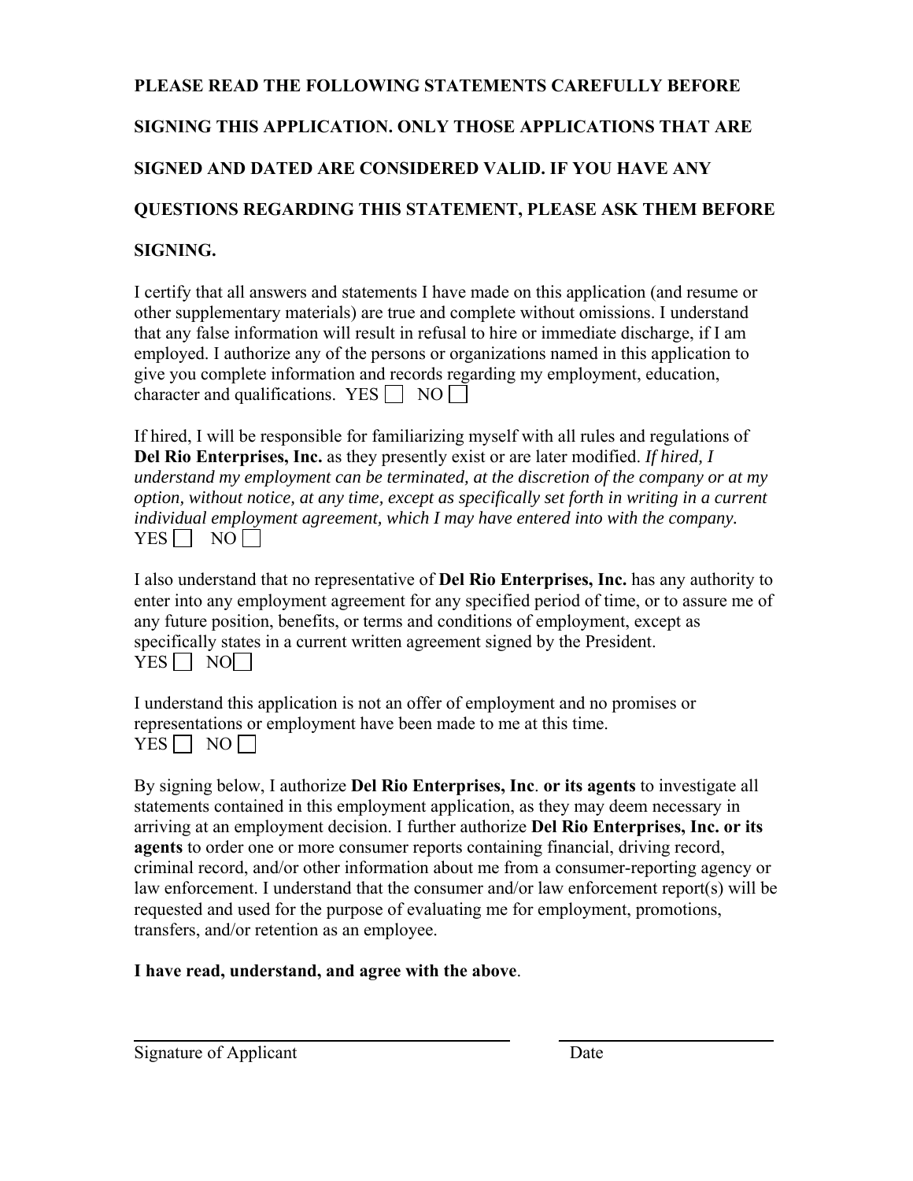**PLEASE READ THE FOLLOWING STATEMENTS CAREFULLY BEFORE SIGNING THIS APPLICATION. ONLY THOSE APPLICATIONS THAT ARE SIGNED AND DATED ARE CONSIDERED VALID. IF YOU HAVE ANY QUESTIONS REGARDING THIS STATEMENT, PLEASE ASK THEM BEFORE SIGNING.**

I certify that all answers and statements I have made on this application (and resume or other supplementary materials) are true and complete without omissions. I understand that any false information will result in refusal to hire or immediate discharge, if I am employed. I authorize any of the persons or organizations named in this application to give you complete information and records regarding my employment, education, character and qualifications. YES ☐ NO ☐

If hired, I will be responsible for familiarizing myself with all rules and regulations of **Del Rio Enterprises, Inc.** as they presently exist or are later modified. *If hired, I understand my employment can be terminated, at the discretion of the company or at my option, without notice, at any time, except as specifically set forth in writing in a current individual employment agreement, which I may have entered into with the company.*
YES ☐ NO ☐

I also understand that no representative of **Del Rio Enterprises, Inc.** has any authority to enter into any employment agreement for any specified period of time, or to assure me of any future position, benefits, or terms and conditions of employment, except as specifically states in a current written agreement signed by the President.
YES ☐ NO ☐

I understand this application is not an offer of employment and no promises or representations or employment have been made to me at this time.
YES ☐ NO ☐

By signing below, I authorize **Del Rio Enterprises, Inc**. **or its agents** to investigate all statements contained in this employment application, as they may deem necessary in arriving at an employment decision. I further authorize **Del Rio Enterprises, Inc. or its agents** to order one or more consumer reports containing financial, driving record, criminal record, and/or other information about me from a consumer-reporting agency or law enforcement. I understand that the consumer and/or law enforcement report(s) will be requested and used for the purpose of evaluating me for employment, promotions, transfers, and/or retention as an employee.

**I have read, understand, and agree with the above**.

_______________________________ _______________

Signature of Applicant Date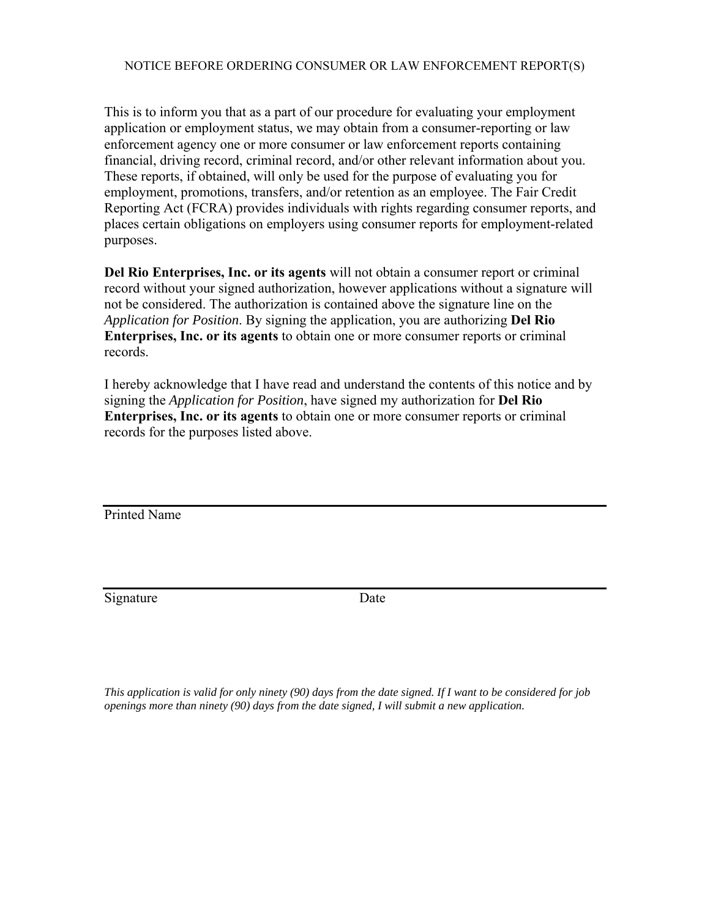# NOTICE BEFORE ORDERING CONSUMER OR LAW ENFORCEMENT REPORT(S)

This is to inform you that as a part of our procedure for evaluating your employment application or employment status, we may obtain from a consumer-reporting or law enforcement agency one or more consumer or law enforcement reports containing financial, driving record, criminal record, and/or other relevant information about you. These reports, if obtained, will only be used for the purpose of evaluating you for employment, promotions, transfers, and/or retention as an employee. The Fair Credit Reporting Act (FCRA) provides individuals with rights regarding consumer reports, and places certain obligations on employers using consumer reports for employment-related purposes.

**Del Rio Enterprises, Inc. or its agents** will not obtain a consumer report or criminal record without your signed authorization, however applications without a signature will not be considered. The authorization is contained above the signature line on the *Application for Position*. By signing the application, you are authorizing **Del Rio Enterprises, Inc. or its agents** to obtain one or more consumer reports or criminal records.

I hereby acknowledge that I have read and understand the contents of this notice and by signing the *Application for Position*, have signed my authorization for **Del Rio Enterprises, Inc. or its agents** to obtain one or more consumer reports or criminal records for the purposes listed above.

___________________________________________

Printed Name

___________________________________________

Signature Date

*This application is valid for only ninety (90) days from the date signed. If I want to be considered for job openings more than ninety (90) days from the date signed, I will submit a new application.*